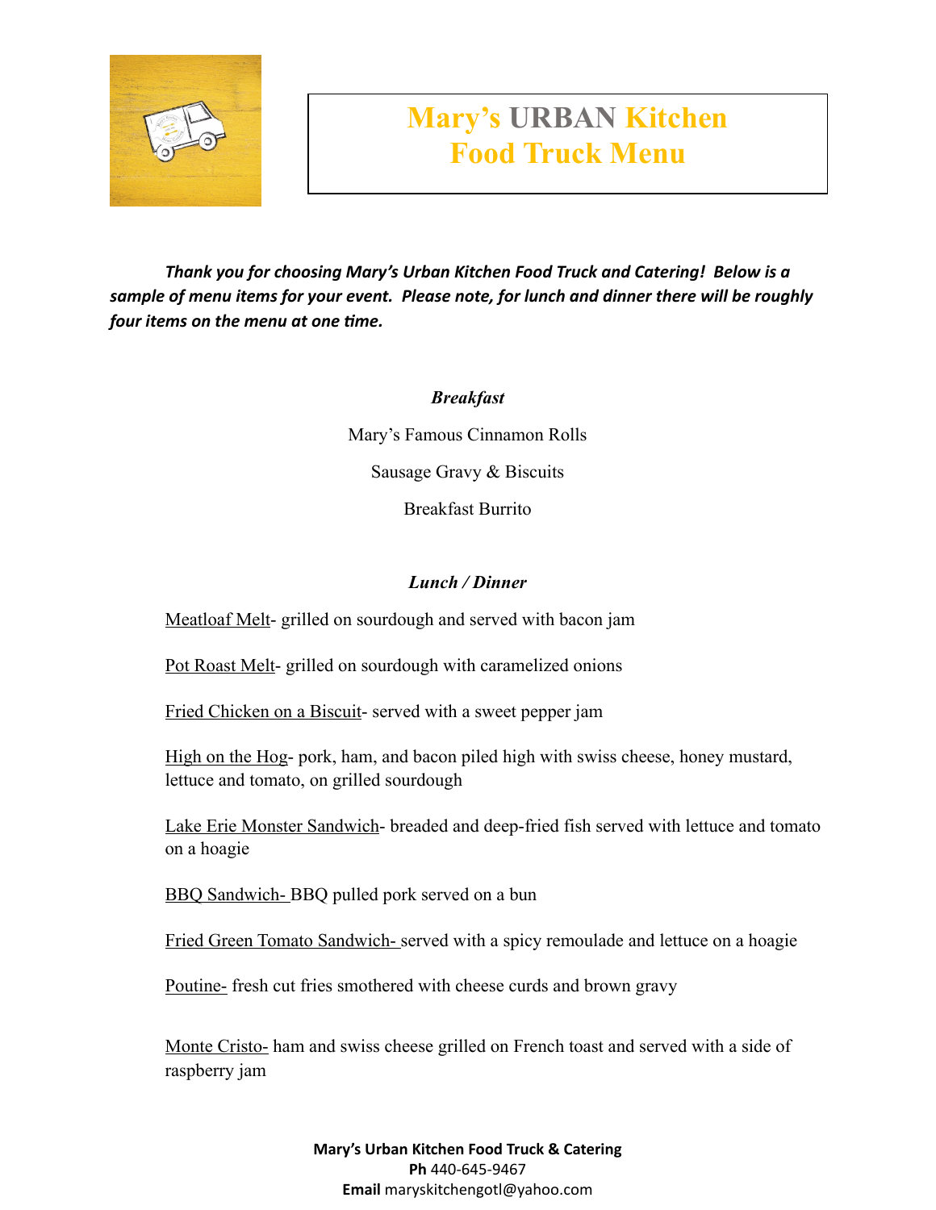# Mary's URBAN Kitchen
# Food Truck Menu

***Thank you for choosing Mary's Urban Kitchen Food Truck and Catering! Below is a sample of menu items for your event. Please note, for lunch and dinner there will be roughly four items on the menu at one time.***

### *Breakfast*

Mary's Famous Cinnamon Rolls

Sausage Gravy & Biscuits

Breakfast Burrito

### *Lunch / Dinner*

<u>Meatloaf Melt</u>- grilled on sourdough and served with bacon jam

<u>Pot Roast Melt</u>- grilled on sourdough with caramelized onions

<u>Fried Chicken on a Biscuit</u>- served with a sweet pepper jam

<u>High on the Hog</u>- pork, ham, and bacon piled high with swiss cheese, honey mustard, lettuce and tomato, on grilled sourdough

<u>Lake Erie Monster Sandwich</u>- breaded and deep-fried fish served with lettuce and tomato on a hoagie

<u>BBQ Sandwich-</u> BBQ pulled pork served on a bun

<u>Fried Green Tomato Sandwich-</u> served with a spicy remoulade and lettuce on a hoagie

<u>Poutine-</u> fresh cut fries smothered with cheese curds and brown gravy

<u>Monte Cristo-</u> ham and swiss cheese grilled on French toast and served with a side of raspberry jam

**Mary's Urban Kitchen Food Truck & Catering**
**Ph** 440-645-9467
**Email** maryskitchengotl@yahoo.com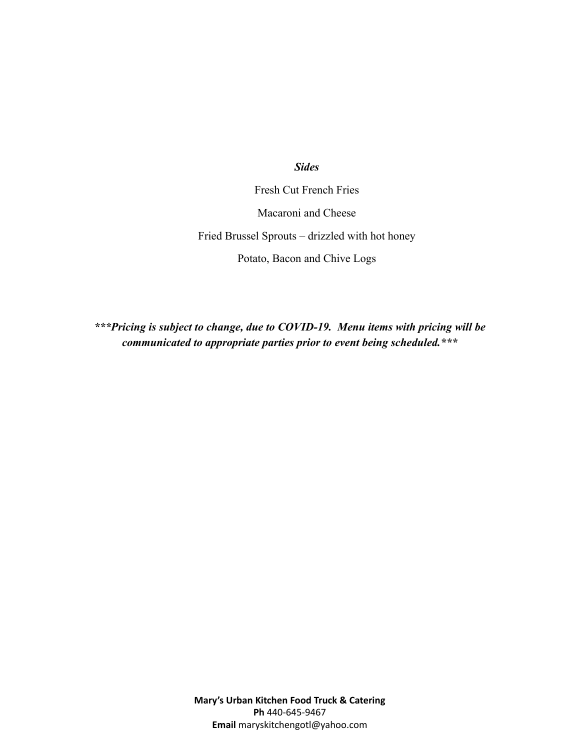***Sides***

Fresh Cut French Fries

Macaroni and Cheese

Fried Brussel Sprouts – drizzled with hot honey

Potato, Bacon and Chive Logs

***\*\*\*Pricing is subject to change, due to COVID-19. Menu items with pricing will be communicated to appropriate parties prior to event being scheduled.\*\*\****